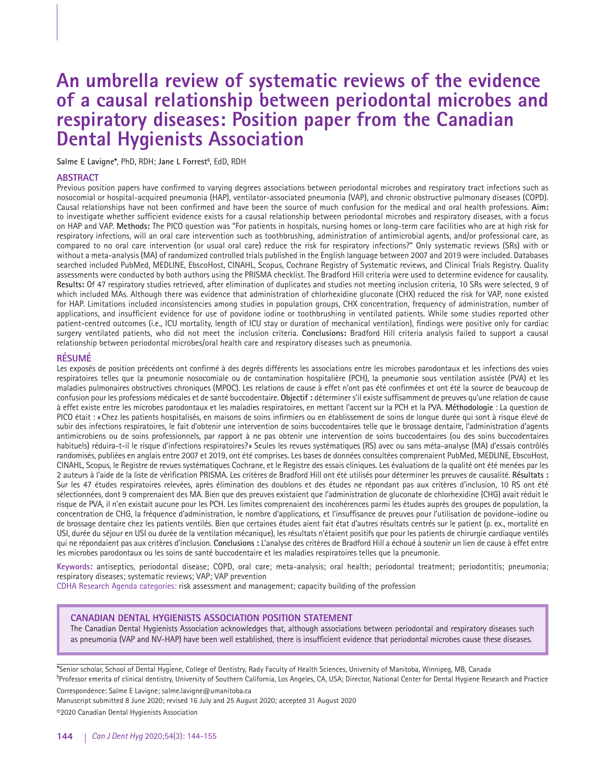# An umbrella review of systematic reviews of the evidence of a causal relationship between periodontal microbes and respiratory diseases: Position paper from the Canadian Dental Hygienists Association

**Salme E Lavigne***, PhD, RDH; **Jane L Forrest**[§], EdD, RDH

## ABSTRACT

Previous position papers have confirmed to varying degrees associations between periodontal microbes and respiratory tract infections such as nosocomial or hospital-acquired pneumonia (HAP), ventilator-associated pneumonia (VAP), and chronic obstructive pulmonary diseases (COPD). Causal relationships have not been confirmed and have been the source of much confusion for the medical and oral health professions. **Aim:** to investigate whether sufficient evidence exists for a causal relationship between periodontal microbes and respiratory diseases, with a focus on HAP and VAP. **Methods:** The PICO question was "For patients in hospitals, nursing homes or long-term care facilities who are at high risk for respiratory infections, will an oral care intervention such as toothbrushing, administration of antimicrobial agents, and/or professional care, as compared to no oral care intervention (or usual oral care) reduce the risk for respiratory infections?" Only systematic reviews (SRs) with or without a meta-analysis (MA) of randomized controlled trials published in the English language between 2007 and 2019 were included. Databases searched included PubMed, MEDLINE, EbscoHost, CINAHL, Scopus, Cochrane Registry of Systematic reviews, and Clinical Trials Registry. Quality assessments were conducted by both authors using the PRISMA checklist. The Bradford Hill criteria were used to determine evidence for causality. **Results:** Of 47 respiratory studies retrieved, after elimination of duplicates and studies not meeting inclusion criteria, 10 SRs were selected, 9 of which included MAs. Although there was evidence that administration of chlorhexidine gluconate (CHX) reduced the risk for VAP, none existed for HAP. Limitations included inconsistencies among studies in population groups, CHX concentration, frequency of administration, number of applications, and insufficient evidence for use of povidone iodine or toothbrushing in ventilated patients. While some studies reported other patient-centred outcomes (i.e., ICU mortality, length of ICU stay or duration of mechanical ventilation), findings were positive only for cardiac surgery ventilated patients, who did not meet the inclusion criteria. **Conclusions:** Bradford Hill criteria analysis failed to support a causal relationship between periodontal microbes/oral health care and respiratory diseases such as pneumonia.

## RÉSUMÉ

Les exposés de position précédents ont confirmé à des degrés différents les associations entre les microbes parodontaux et les infections des voies respiratoires telles que la pneumonie nosocomiale ou de contamination hospitalière (PCH), la pneumonie sous ventilation assistée (PVA) et les maladies pulmonaires obstructives chroniques (MPOC). Les relations de cause à effet n'ont pas été confirmées et ont été la source de beaucoup de confusion pour les professions médicales et de santé buccodentaire. **Objectif :** déterminer s'il existe suffisamment de preuves qu'une relation de cause à effet existe entre les microbes parodontaux et les maladies respiratoires, en mettant l'accent sur la PCH et la PVA. **Méthodologie** : La question de PICO était : « Chez les patients hospitalisés, en maisons de soins infirmiers ou en établissement de soins de longue durée qui sont à risque élevé de subir des infections respiratoires, le fait d'obtenir une intervention de soins buccodentaires telle que le brossage dentaire, l'administration d'agents antimicrobiens ou de soins professionnels, par rapport à ne pas obtenir une intervention de soins buccodentaires (ou des soins buccodentaires habituels) réduira-t-il le risque d'infections respiratoires? » Seules les revues systématiques (RS) avec ou sans méta-analyse (MA) d'essais contrôlés randomisés, publiées en anglais entre 2007 et 2019, ont été comprises. Les bases de données consultées comprenaient PubMed, MEDLINE, EbscoHost, CINAHL, Scopus, le Registre de revues systématiques Cochrane, et le Registre des essais cliniques. Les évaluations de la qualité ont été menées par les 2 auteurs à l'aide de la liste de vérification PRISMA. Les critères de Bradford Hill ont été utilisés pour déterminer les preuves de causalité. **Résultats :** Sur les 47 études respiratoires relevées, après élimination des doublons et des études ne répondant pas aux critères d'inclusion, 10 RS ont été sélectionnées, dont 9 comprenaient des MA. Bien que des preuves existaient que l'administration de gluconate de chlorhexidine (CHG) avait réduit le risque de PVA, il n'en existait aucune pour les PCH. Les limites comprenaient des incohérences parmi les études auprès des groupes de population, la concentration de CHG, la fréquence d'administration, le nombre d'applications, et l'insuffisance de preuves pour l'utilisation de povidone-iodine ou de brossage dentaire chez les patients ventilés. Bien que certaines études aient fait état d'autres résultats centrés sur le patient (p. ex., mortalité en USI, durée du séjour en USI ou durée de la ventilation mécanique), les résultats n'étaient positifs que pour les patients de chirurgie cardiaque ventilés qui ne répondaient pas aux critères d'inclusion. **Conclusions :** L'analyse des critères de Bradford Hill a échoué à soutenir un lien de cause à effet entre les microbes parodontaux ou les soins de santé buccodentaire et les maladies respiratoires telles que la pneumonie.

**Keywords:** antiseptics, periodontal disease; COPD, oral care; meta-analysis; oral health; periodontal treatment; periodontitis; pneumonia; respiratory diseases; systematic reviews; VAP; VAP prevention

CDHA Research Agenda categories: risk assessment and management; capacity building of the profession

### CANADIAN DENTAL HYGIENISTS ASSOCIATION POSITION STATEMENT

The Canadian Dental Hygienists Association acknowledges that, although associations between periodontal and respiratory diseases such as pneumonia (VAP and NV-HAP) have been well established, there is insufficient evidence that periodontal microbes cause these diseases.

---

*Senior scholar, School of Dental Hygiene, College of Dentistry, Rady Faculty of Health Sciences, University of Manitoba, Winnipeg, MB, Canada

[§]Professor emerita of clinical dentistry, University of Southern California, Los Angeles, CA, USA; Director, National Center for Dental Hygiene Research and Practice

Correspondence: Salme E Lavigne; salme.lavigne@umanitoba.ca

Manuscript submitted 8 June 2020; revised 16 July and 25 August 2020; accepted 31 August 2020

©2020 Canadian Dental Hygienists Association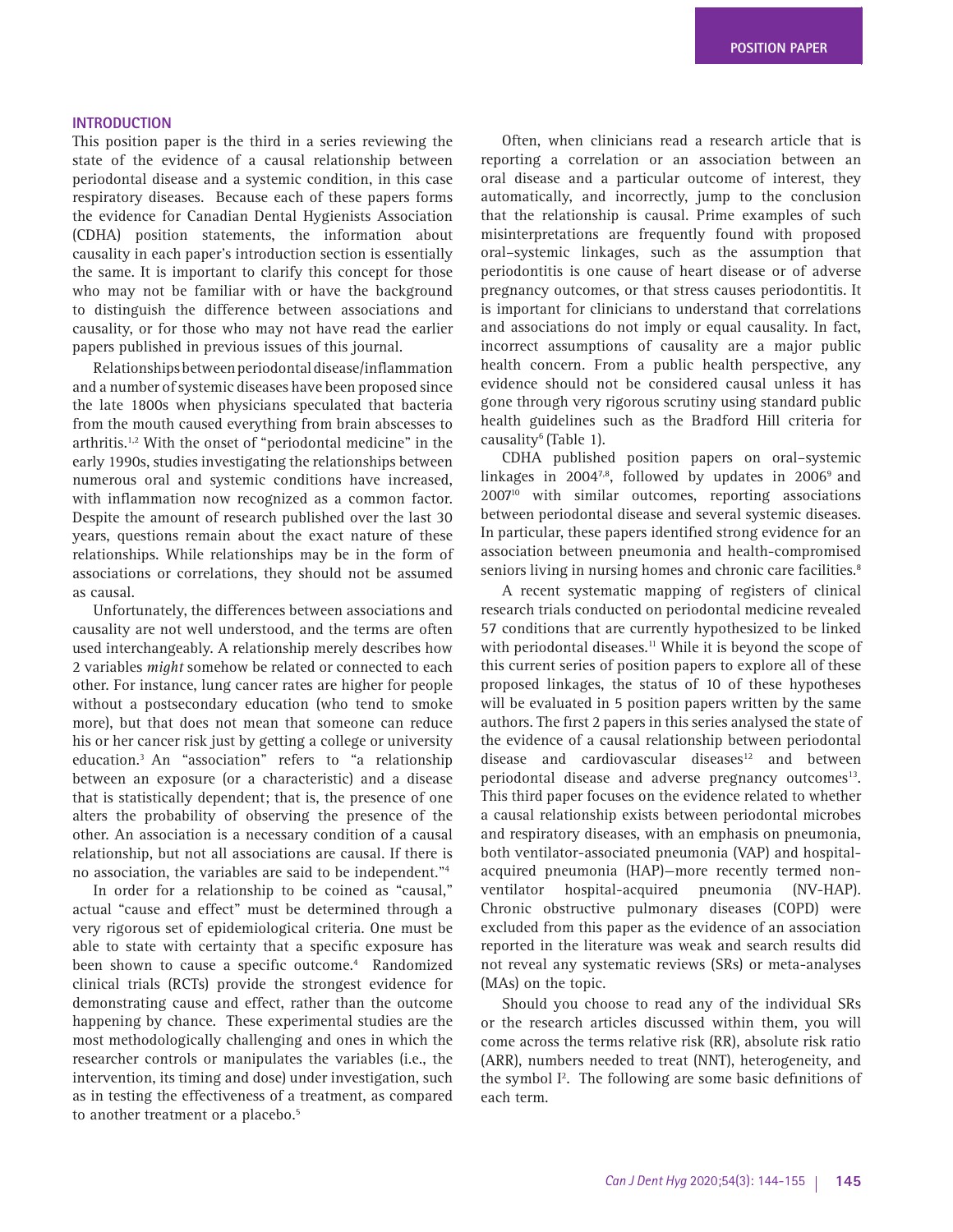## INTRODUCTION

This position paper is the third in a series reviewing the state of the evidence of a causal relationship between periodontal disease and a systemic condition, in this case respiratory diseases. Because each of these papers forms the evidence for Canadian Dental Hygienists Association (CDHA) position statements, the information about causality in each paper's introduction section is essentially the same. It is important to clarify this concept for those who may not be familiar with or have the background to distinguish the difference between associations and causality, or for those who may not have read the earlier papers published in previous issues of this journal.

Relationships between periodontal disease/inflammation and a number of systemic diseases have been proposed since the late 1800s when physicians speculated that bacteria from the mouth caused everything from brain abscesses to arthritis.[1,2] With the onset of "periodontal medicine" in the early 1990s, studies investigating the relationships between numerous oral and systemic conditions have increased, with inflammation now recognized as a common factor. Despite the amount of research published over the last 30 years, questions remain about the exact nature of these relationships. While relationships may be in the form of associations or correlations, they should not be assumed as causal.

Unfortunately, the differences between associations and causality are not well understood, and the terms are often used interchangeably. A relationship merely describes how 2 variables *might* somehow be related or connected to each other. For instance, lung cancer rates are higher for people without a postsecondary education (who tend to smoke more), but that does not mean that someone can reduce his or her cancer risk just by getting a college or university education.[3] An "association" refers to "a relationship between an exposure (or a characteristic) and a disease that is statistically dependent; that is, the presence of one alters the probability of observing the presence of the other. An association is a necessary condition of a causal relationship, but not all associations are causal. If there is no association, the variables are said to be independent."[4]

In order for a relationship to be coined as "causal," actual "cause and effect" must be determined through a very rigorous set of epidemiological criteria. One must be able to state with certainty that a specific exposure has been shown to cause a specific outcome.[4] Randomized clinical trials (RCTs) provide the strongest evidence for demonstrating cause and effect, rather than the outcome happening by chance. These experimental studies are the most methodologically challenging and ones in which the researcher controls or manipulates the variables (i.e., the intervention, its timing and dose) under investigation, such as in testing the effectiveness of a treatment, as compared to another treatment or a placebo.[5]

Often, when clinicians read a research article that is reporting a correlation or an association between an oral disease and a particular outcome of interest, they automatically, and incorrectly, jump to the conclusion that the relationship is causal. Prime examples of such misinterpretations are frequently found with proposed oral–systemic linkages, such as the assumption that periodontitis is one cause of heart disease or of adverse pregnancy outcomes, or that stress causes periodontitis. It is important for clinicians to understand that correlations and associations do not imply or equal causality. In fact, incorrect assumptions of causality are a major public health concern. From a public health perspective, any evidence should not be considered causal unless it has gone through very rigorous scrutiny using standard public health guidelines such as the Bradford Hill criteria for causality[6] (Table 1).

CDHA published position papers on oral–systemic linkages in 2004[7,8], followed by updates in 2006[9] and 2007[10] with similar outcomes, reporting associations between periodontal disease and several systemic diseases. In particular, these papers identified strong evidence for an association between pneumonia and health-compromised seniors living in nursing homes and chronic care facilities.[8]

A recent systematic mapping of registers of clinical research trials conducted on periodontal medicine revealed 57 conditions that are currently hypothesized to be linked with periodontal diseases.[11] While it is beyond the scope of this current series of position papers to explore all of these proposed linkages, the status of 10 of these hypotheses will be evaluated in 5 position papers written by the same authors. The first 2 papers in this series analysed the state of the evidence of a causal relationship between periodontal disease and cardiovascular diseases[12] and between periodontal disease and adverse pregnancy outcomes[13]. This third paper focuses on the evidence related to whether a causal relationship exists between periodontal microbes and respiratory diseases, with an emphasis on pneumonia, both ventilator-associated pneumonia (VAP) and hospital-acquired pneumonia (HAP)—more recently termed non-ventilator hospital-acquired pneumonia (NV-HAP). Chronic obstructive pulmonary diseases (COPD) were excluded from this paper as the evidence of an association reported in the literature was weak and search results did not reveal any systematic reviews (SRs) or meta-analyses (MAs) on the topic.

Should you choose to read any of the individual SRs or the research articles discussed within them, you will come across the terms relative risk (RR), absolute risk ratio (ARR), numbers needed to treat (NNT), heterogeneity, and the symbol $I^2$. The following are some basic definitions of each term.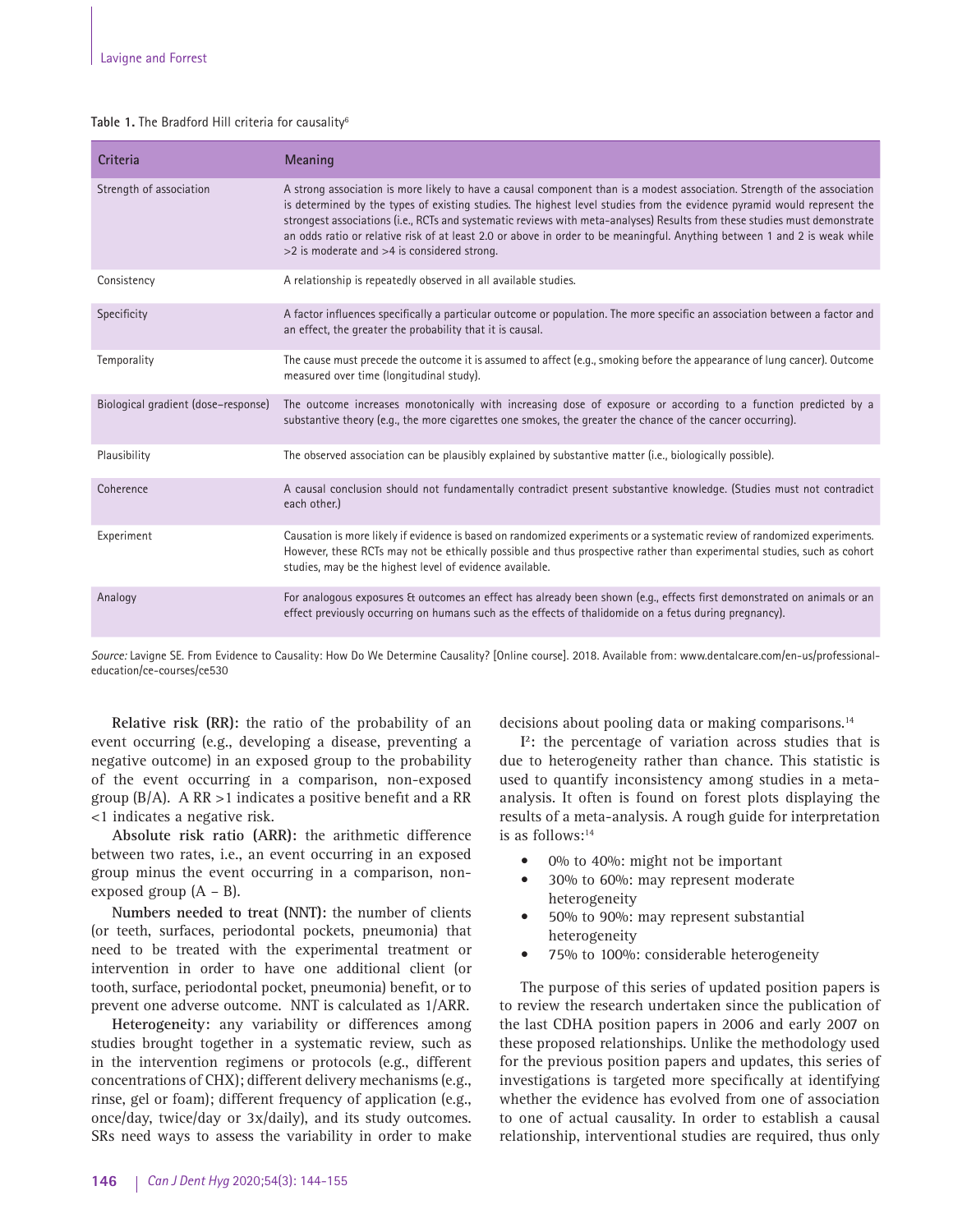Table 1. The Bradford Hill criteria for causality[6]

| Criteria | Meaning |
| --- | --- |
| Strength of association | A strong association is more likely to have a causal component than is a modest association. Strength of the association is determined by the types of existing studies. The highest level studies from the evidence pyramid would represent the strongest associations (i.e., RCTs and systematic reviews with meta-analyses) Results from these studies must demonstrate an odds ratio or relative risk of at least 2.0 or above in order to be meaningful. Anything between 1 and 2 is weak while >2 is moderate and >4 is considered strong. |
| Consistency | A relationship is repeatedly observed in all available studies. |
| Specificity | A factor influences specifically a particular outcome or population. The more specific an association between a factor and an effect, the greater the probability that it is causal. |
| Temporality | The cause must precede the outcome it is assumed to affect (e.g., smoking before the appearance of lung cancer). Outcome measured over time (longitudinal study). |
| Biological gradient (dose–response) | The outcome increases monotonically with increasing dose of exposure or according to a function predicted by a substantive theory (e.g., the more cigarettes one smokes, the greater the chance of the cancer occurring). |
| Plausibility | The observed association can be plausibly explained by substantive matter (i.e., biologically possible). |
| Coherence | A causal conclusion should not fundamentally contradict present substantive knowledge. (Studies must not contradict each other.) |
| Experiment | Causation is more likely if evidence is based on randomized experiments or a systematic review of randomized experiments. However, these RCTs may not be ethically possible and thus prospective rather than experimental studies, such as cohort studies, may be the highest level of evidence available. |
| Analogy | For analogous exposures & outcomes an effect has already been shown (e.g., effects first demonstrated on animals or an effect previously occurring on humans such as the effects of thalidomide on a fetus during pregnancy). |

*Source:* Lavigne SE. From Evidence to Causality: How Do We Determine Causality? [Online course]. 2018. Available from: www.dentalcare.com/en-us/professional-education/ce-courses/ce530

**Relative risk (RR):** the ratio of the probability of an event occurring (e.g., developing a disease, preventing a negative outcome) in an exposed group to the probability of the event occurring in a comparison, non-exposed group (B/A). A RR >1 indicates a positive benefit and a RR <1 indicates a negative risk.

**Absolute risk ratio (ARR):** the arithmetic difference between two rates, i.e., an event occurring in an exposed group minus the event occurring in a comparison, non-exposed group (A – B).

**Numbers needed to treat (NNT):** the number of clients (or teeth, surfaces, periodontal pockets, pneumonia) that need to be treated with the experimental treatment or intervention in order to have one additional client (or tooth, surface, periodontal pocket, pneumonia) benefit, or to prevent one adverse outcome. NNT is calculated as 1/ARR.

**Heterogeneity:** any variability or differences among studies brought together in a systematic review, such as in the intervention regimens or protocols (e.g., different concentrations of CHX); different delivery mechanisms (e.g., rinse, gel or foam); different frequency of application (e.g., once/day, twice/day or 3x/daily), and its study outcomes. SRs need ways to assess the variability in order to make decisions about pooling data or making comparisons.[14]

**$I^2$:** the percentage of variation across studies that is due to heterogeneity rather than chance. This statistic is used to quantify inconsistency among studies in a meta-analysis. It often is found on forest plots displaying the results of a meta-analysis. A rough guide for interpretation is as follows:[14]

- 0% to 40%: might not be important
- 30% to 60%: may represent moderate heterogeneity
- 50% to 90%: may represent substantial heterogeneity
- 75% to 100%: considerable heterogeneity

The purpose of this series of updated position papers is to review the research undertaken since the publication of the last CDHA position papers in 2006 and early 2007 on these proposed relationships. Unlike the methodology used for the previous position papers and updates, this series of investigations is targeted more specifically at identifying whether the evidence has evolved from one of association to one of actual causality. In order to establish a causal relationship, interventional studies are required, thus only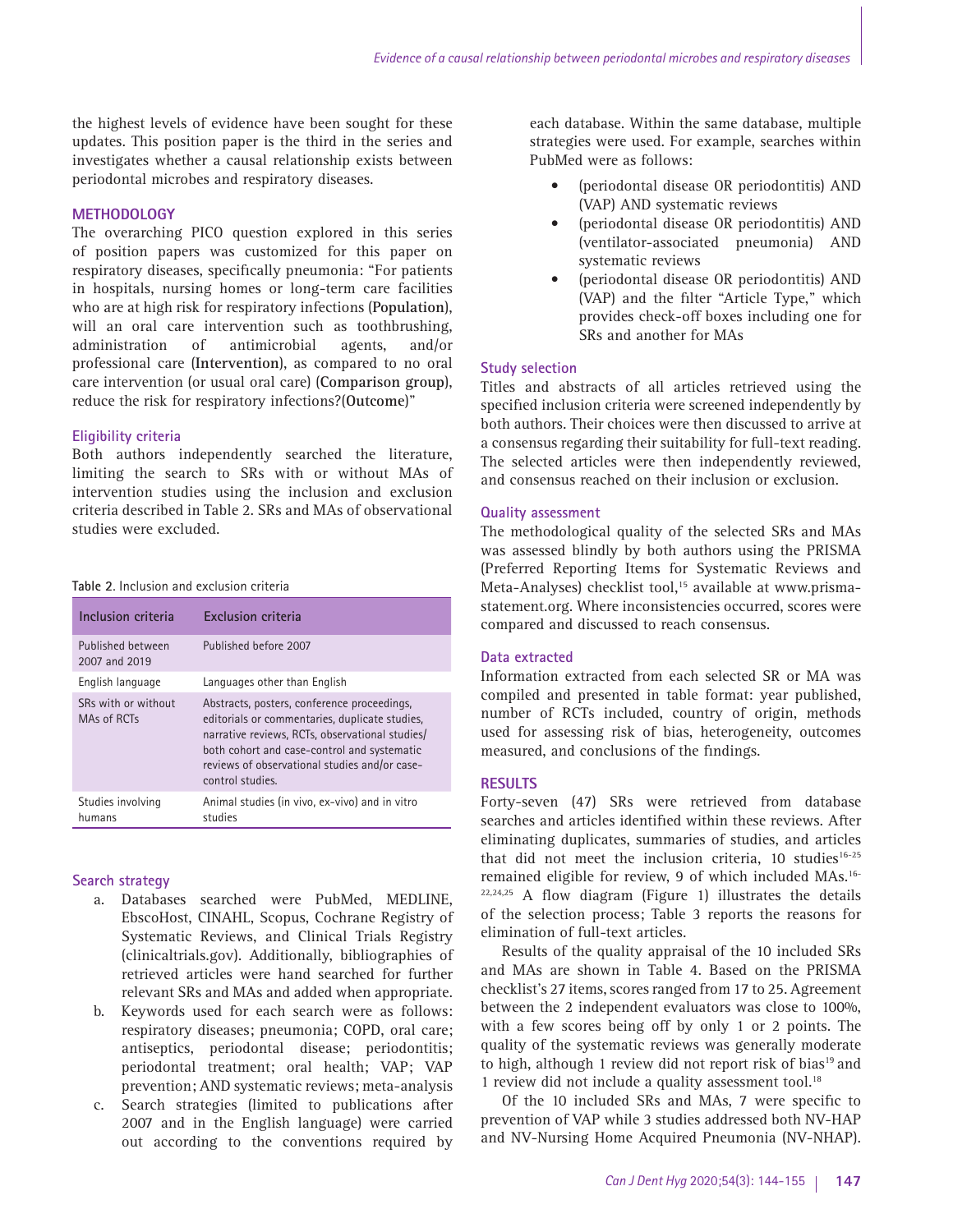the highest levels of evidence have been sought for these updates. This position paper is the third in the series and investigates whether a causal relationship exists between periodontal microbes and respiratory diseases.

## METHODOLOGY

The overarching PICO question explored in this series of position papers was customized for this paper on respiratory diseases, specifically pneumonia: "For patients in hospitals, nursing homes or long-term care facilities who are at high risk for respiratory infections (**Population**), will an oral care intervention such as toothbrushing, administration of antimicrobial agents, and/or professional care (**Intervention**), as compared to no oral care intervention (or usual oral care) (**Comparison group**), reduce the risk for respiratory infections?(**Outcome**)"

### Eligibility criteria

Both authors independently searched the literature, limiting the search to SRs with or without MAs of intervention studies using the inclusion and exclusion criteria described in Table 2. SRs and MAs of observational studies were excluded.

Table 2. Inclusion and exclusion criteria

| Inclusion criteria | Exclusion criteria |
|---|---|
| Published between 2007 and 2019 | Published before 2007 |
| English language | Languages other than English |
| SRs with or without MAs of RCTs | Abstracts, posters, conference proceedings, editorials or commentaries, duplicate studies, narrative reviews, RCTs, observational studies/ both cohort and case-control and systematic reviews of observational studies and/or case-control studies. |
| Studies involving humans | Animal studies (in vivo, ex-vivo) and in vitro studies |

### Search strategy

a. Databases searched were PubMed, MEDLINE, EbscoHost, CINAHL, Scopus, Cochrane Registry of Systematic Reviews, and Clinical Trials Registry (clinicaltrials.gov). Additionally, bibliographies of retrieved articles were hand searched for further relevant SRs and MAs and added when appropriate.

b. Keywords used for each search were as follows: respiratory diseases; pneumonia; COPD, oral care; antiseptics, periodontal disease; periodontitis; periodontal treatment; oral health; VAP; VAP prevention; AND systematic reviews; meta-analysis

c. Search strategies (limited to publications after 2007 and in the English language) were carried out according to the conventions required by each database. Within the same database, multiple strategies were used. For example, searches within PubMed were as follows:

- (periodontal disease OR periodontitis) AND (VAP) AND systematic reviews
- (periodontal disease OR periodontitis) AND (ventilator-associated pneumonia) AND systematic reviews
- (periodontal disease OR periodontitis) AND (VAP) and the filter "Article Type," which provides check-off boxes including one for SRs and another for MAs

### Study selection

Titles and abstracts of all articles retrieved using the specified inclusion criteria were screened independently by both authors. Their choices were then discussed to arrive at a consensus regarding their suitability for full-text reading. The selected articles were then independently reviewed, and consensus reached on their inclusion or exclusion.

### Quality assessment

The methodological quality of the selected SRs and MAs was assessed blindly by both authors using the PRISMA (Preferred Reporting Items for Systematic Reviews and Meta-Analyses) checklist tool,[15] available at www.prisma-statement.org. Where inconsistencies occurred, scores were compared and discussed to reach consensus.

### Data extracted

Information extracted from each selected SR or MA was compiled and presented in table format: year published, number of RCTs included, country of origin, methods used for assessing risk of bias, heterogeneity, outcomes measured, and conclusions of the findings.

## RESULTS

Forty-seven (47) SRs were retrieved from database searches and articles identified within these reviews. After eliminating duplicates, summaries of studies, and articles that did not meet the inclusion criteria, 10 studies[16-25] remained eligible for review, 9 of which included MAs.[16-22,24,25] A flow diagram (Figure 1) illustrates the details of the selection process; Table 3 reports the reasons for elimination of full-text articles.

Results of the quality appraisal of the 10 included SRs and MAs are shown in Table 4. Based on the PRISMA checklist's 27 items, scores ranged from 17 to 25. Agreement between the 2 independent evaluators was close to 100%, with a few scores being off by only 1 or 2 points. The quality of the systematic reviews was generally moderate to high, although 1 review did not report risk of bias[19] and 1 review did not include a quality assessment tool.[18]

Of the 10 included SRs and MAs, 7 were specific to prevention of VAP while 3 studies addressed both NV-HAP and NV-Nursing Home Acquired Pneumonia (NV-NHAP).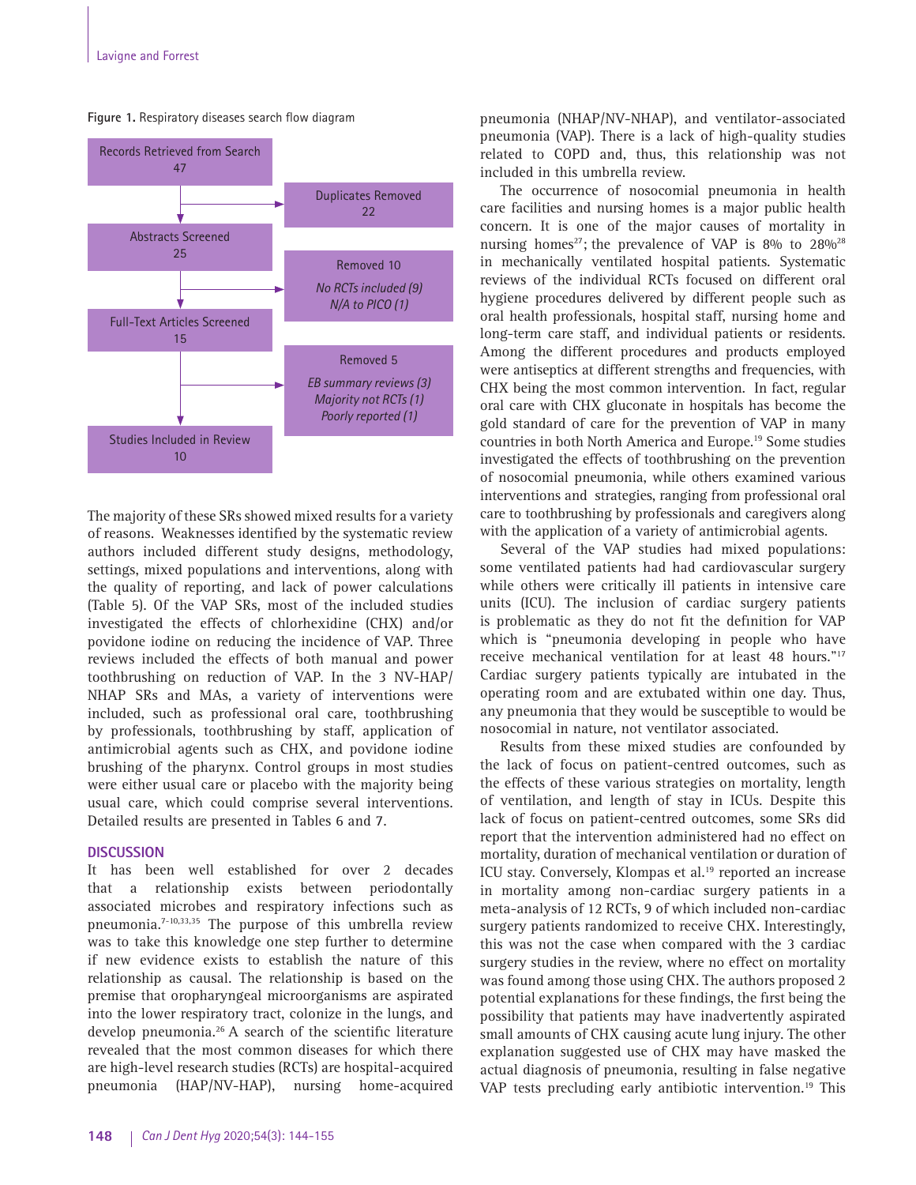Figure 1. Respiratory diseases search flow diagram

Records Retrieved from Search 47

Duplicates Removed 22

Abstracts Screened 25

Removed 10

*No RCTs included (9)*
*N/A to PICO (1)*

Full-Text Articles Screened 15

Removed 5

*EB summary reviews (3)*
*Majority not RCTs (1)*
*Poorly reported (1)*

Studies Included in Review 10

The majority of these SRs showed mixed results for a variety of reasons. Weaknesses identified by the systematic review authors included different study designs, methodology, settings, mixed populations and interventions, along with the quality of reporting, and lack of power calculations (Table 5). Of the VAP SRs, most of the included studies investigated the effects of chlorhexidine (CHX) and/or povidone iodine on reducing the incidence of VAP. Three reviews included the effects of both manual and power toothbrushing on reduction of VAP. In the 3 NV-HAP/NHAP SRs and MAs, a variety of interventions were included, such as professional oral care, toothbrushing by professionals, toothbrushing by staff, application of antimicrobial agents such as CHX, and povidone iodine brushing of the pharynx. Control groups in most studies were either usual care or placebo with the majority being usual care, which could comprise several interventions. Detailed results are presented in Tables 6 and 7.

## DISCUSSION

It has been well established for over 2 decades that a relationship exists between periodontally associated microbes and respiratory infections such as pneumonia.[7-10,33,35] The purpose of this umbrella review was to take this knowledge one step further to determine if new evidence exists to establish the nature of this relationship as causal. The relationship is based on the premise that oropharyngeal microorganisms are aspirated into the lower respiratory tract, colonize in the lungs, and develop pneumonia.[26] A search of the scientific literature revealed that the most common diseases for which there are high-level research studies (RCTs) are hospital-acquired pneumonia (HAP/NV-HAP), nursing home-acquired pneumonia (NHAP/NV-NHAP), and ventilator-associated pneumonia (VAP). There is a lack of high-quality studies related to COPD and, thus, this relationship was not included in this umbrella review.

The occurrence of nosocomial pneumonia in health care facilities and nursing homes is a major public health concern. It is one of the major causes of mortality in nursing homes[27]; the prevalence of VAP is 8% to 28%[28] in mechanically ventilated hospital patients. Systematic reviews of the individual RCTs focused on different oral hygiene procedures delivered by different people such as oral health professionals, hospital staff, nursing home and long-term care staff, and individual patients or residents. Among the different procedures and products employed were antiseptics at different strengths and frequencies, with CHX being the most common intervention. In fact, regular oral care with CHX gluconate in hospitals has become the gold standard of care for the prevention of VAP in many countries in both North America and Europe.[19] Some studies investigated the effects of toothbrushing on the prevention of nosocomial pneumonia, while others examined various interventions and strategies, ranging from professional oral care to toothbrushing by professionals and caregivers along with the application of a variety of antimicrobial agents.

Several of the VAP studies had mixed populations: some ventilated patients had had cardiovascular surgery while others were critically ill patients in intensive care units (ICU). The inclusion of cardiac surgery patients is problematic as they do not fit the definition for VAP which is "pneumonia developing in people who have receive mechanical ventilation for at least 48 hours."[17] Cardiac surgery patients typically are intubated in the operating room and are extubated within one day. Thus, any pneumonia that they would be susceptible to would be nosocomial in nature, not ventilator associated.

Results from these mixed studies are confounded by the lack of focus on patient-centred outcomes, such as the effects of these various strategies on mortality, length of ventilation, and length of stay in ICUs. Despite this lack of focus on patient-centred outcomes, some SRs did report that the intervention administered had no effect on mortality, duration of mechanical ventilation or duration of ICU stay. Conversely, Klompas et al.[19] reported an increase in mortality among non-cardiac surgery patients in a meta-analysis of 12 RCTs, 9 of which included non-cardiac surgery patients randomized to receive CHX. Interestingly, this was not the case when compared with the 3 cardiac surgery studies in the review, where no effect on mortality was found among those using CHX. The authors proposed 2 potential explanations for these findings, the first being the possibility that patients may have inadvertently aspirated small amounts of CHX causing acute lung injury. The other explanation suggested use of CHX may have masked the actual diagnosis of pneumonia, resulting in false negative VAP tests precluding early antibiotic intervention.[19] This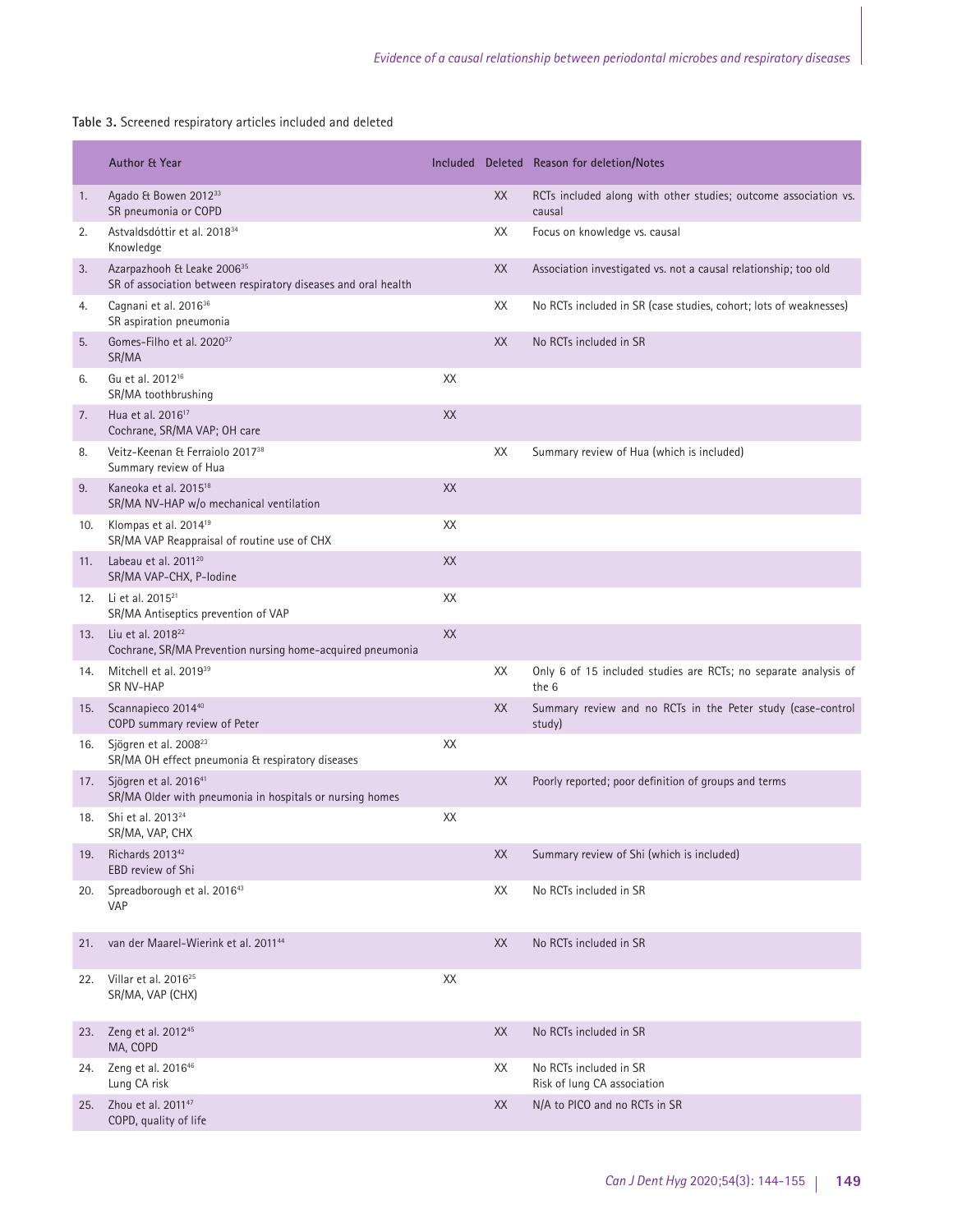**Table 3.** Screened respiratory articles included and deleted

| | Author & Year | Included | Deleted | Reason for deletion/Notes |
|---|---|---|---|---|
| 1. | Agado & Bowen 2012[33]<br>SR pneumonia or COPD | | XX | RCTs included along with other studies; outcome association vs. causal |
| 2. | Astvaldsdóttir et al. 2018[34]<br>Knowledge | | XX | Focus on knowledge vs. causal |
| 3. | Azarpazhooh & Leake 2006[35]<br>SR of association between respiratory diseases and oral health | | XX | Association investigated vs. not a causal relationship; too old |
| 4. | Cagnani et al. 2016[36]<br>SR aspiration pneumonia | | XX | No RCTs included in SR (case studies, cohort; lots of weaknesses) |
| 5. | Gomes-Filho et al. 2020[37]<br>SR/MA | | XX | No RCTs included in SR |
| 6. | Gu et al. 2012[16]<br>SR/MA toothbrushing | XX | | |
| 7. | Hua et al. 2016[17]<br>Cochrane, SR/MA VAP; OH care | XX | | |
| 8. | Veitz-Keenan & Ferraiolo 2017[38]<br>Summary review of Hua | | XX | Summary review of Hua (which is included) |
| 9. | Kaneoka et al. 2015[18]<br>SR/MA NV-HAP w/o mechanical ventilation | XX | | |
| 10. | Klompas et al. 2014[19]<br>SR/MA VAP Reappraisal of routine use of CHX | XX | | |
| 11. | Labeau et al. 2011[20]<br>SR/MA VAP-CHX, P-Iodine | XX | | |
| 12. | Li et al. 2015[21]<br>SR/MA Antiseptics prevention of VAP | XX | | |
| 13. | Liu et al. 2018[22]<br>Cochrane, SR/MA Prevention nursing home-acquired pneumonia | XX | | |
| 14. | Mitchell et al. 2019[39]<br>SR NV-HAP | | XX | Only 6 of 15 included studies are RCTs; no separate analysis of the 6 |
| 15. | Scannapieco 2014[40]<br>COPD summary review of Peter | | XX | Summary review and no RCTs in the Peter study (case-control study) |
| 16. | Sjögren et al. 2008[23]<br>SR/MA OH effect pneumonia & respiratory diseases | XX | | |
| 17. | Sjögren et al. 2016[41]<br>SR/MA Older with pneumonia in hospitals or nursing homes | | XX | Poorly reported; poor definition of groups and terms |
| 18. | Shi et al. 2013[24]<br>SR/MA, VAP, CHX | XX | | |
| 19. | Richards 2013[42]<br>EBD review of Shi | | XX | Summary review of Shi (which is included) |
| 20. | Spreadborough et al. 2016[43]<br>VAP | | XX | No RCTs included in SR |
| 21. | van der Maarel-Wierink et al. 2011[44] | | XX | No RCTs included in SR |
| 22. | Villar et al. 2016[25]<br>SR/MA, VAP (CHX) | XX | | |
| 23. | Zeng et al. 2012[45]<br>MA, COPD | | XX | No RCTs included in SR |
| 24. | Zeng et al. 2016[46]<br>Lung CA risk | | XX | No RCTs included in SR<br>Risk of lung CA association |
| 25. | Zhou et al. 2011[47]<br>COPD, quality of life | | XX | N/A to PICO and no RCTs in SR |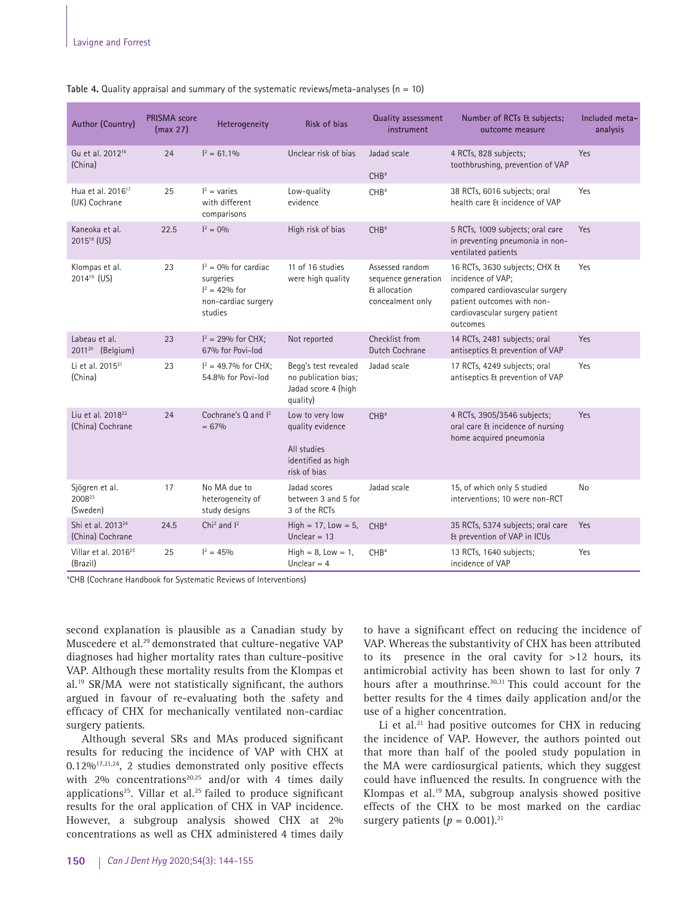**Table 4.** Quality appraisal and summary of the systematic reviews/meta-analyses (n = 10)

| Author (Country) | PRISMA score (max 27) | Heterogeneity | Risk of bias | Quality assessment instrument | Number of RCTs & subjects; outcome measure | Included meta-analysis |
|---|---|---|---|---|---|---|
| Gu et al. 2012[16] (China) | 24 | $I^2$ = 61.1% | Unclear risk of bias | Jadad scale<br><br>CHB[a] | 4 RCTs, 828 subjects; toothbrushing, prevention of VAP | Yes |
| Hua et al. 2016[17] (UK) Cochrane | 25 | $I^2$ = varies with different comparisons | Low-quality evidence | CHB[a] | 38 RCTs, 6016 subjects; oral health care & incidence of VAP | Yes |
| Kaneoka et al. 2015[18] (US) | 22.5 | $I^2$ = 0% | High risk of bias | CHB[a] | 5 RCTs, 1009 subjects; oral care in preventing pneumonia in non-ventilated patients | Yes |
| Klompas et al. 2014[19] (US) | 23 | $I^2$ = 0% for cardiac surgeries<br>$I^2$ = 42% for non-cardiac surgery studies | 11 of 16 studies were high quality | Assessed random sequence generation & allocation concealment only | 16 RCTs, 3630 subjects; CHX & incidence of VAP; compared cardiovascular surgery patient outcomes with non-cardiovascular surgery patient outcomes | Yes |
| Labeau et al. 2011[20] (Belgium) | 23 | $I^2$ = 29% for CHX; 67% for Povi-Iod | Not reported | Checklist from Dutch Cochrane | 14 RCTs, 2481 subjects; oral antiseptics & prevention of VAP | Yes |
| Li et al. 2015[21] (China) | 23 | $I^2$ = 49.7% for CHX; 54.8% for Povi-Iod | Begg's test revealed no publication bias; Jadad score 4 (high quality) | Jadad scale | 17 RCTs, 4249 subjects; oral antiseptics & prevention of VAP | Yes |
| Liu et al. 2018[22] (China) Cochrane | 24 | Cochrane's Q and $I^2$ = 67% | Low to very low quality evidence<br><br>All studies identified as high risk of bias | CHB[a] | 4 RCTs, 3905/3546 subjects; oral care & incidence of nursing home acquired pneumonia | Yes |
| Sjögren et al. 2008[23] (Sweden) | 17 | No MA due to heterogeneity of study designs | Jadad scores between 3 and 5 for 3 of the RCTs | Jadad scale | 15, of which only 5 studied interventions; 10 were non-RCT | No |
| Shi et al. 2013[24] (China) Cochrane | 24.5 | $Chi^2$ and $I^2$ | High = 17, Low = 5, Unclear = 13 | CHB[a] | 35 RCTs, 5374 subjects; oral care & prevention of VAP in ICUs | Yes |
| Villar et al. 2016[25] (Brazil) | 25 | $I^2$ = 45% | High = 8, Low = 1, Unclear = 4 | CHB[a] | 13 RCTs, 1640 subjects; incidence of VAP | Yes |

[a]CHB (Cochrane Handbook for Systematic Reviews of Interventions)

second explanation is plausible as a Canadian study by Muscedere et al.[29] demonstrated that culture-negative VAP diagnoses had higher mortality rates than culture-positive VAP. Although these mortality results from the Klompas et al.[19] SR/MA were not statistically significant, the authors argued in favour of re-evaluating both the safety and efficacy of CHX for mechanically ventilated non-cardiac surgery patients.

Although several SRs and MAs produced significant results for reducing the incidence of VAP with CHX at 0.12%[17,21,24], 2 studies demonstrated only positive effects with 2% concentrations[20,25] and/or with 4 times daily applications[25]. Villar et al.[25] failed to produce significant results for the oral application of CHX in VAP incidence. However, a subgroup analysis showed CHX at 2% concentrations as well as CHX administered 4 times daily to have a significant effect on reducing the incidence of VAP. Whereas the substantivity of CHX has been attributed to its presence in the oral cavity for >12 hours, its antimicrobial activity has been shown to last for only 7 hours after a mouthrinse.[30,31] This could account for the better results for the 4 times daily application and/or the use of a higher concentration.

Li et al.[21] had positive outcomes for CHX in reducing the incidence of VAP. However, the authors pointed out that more than half of the pooled study population in the MA were cardiosurgical patients, which they suggest could have influenced the results. In congruence with the Klompas et al.[19] MA, subgroup analysis showed positive effects of the CHX to be most marked on the cardiac surgery patients ($p$ = 0.001).[21]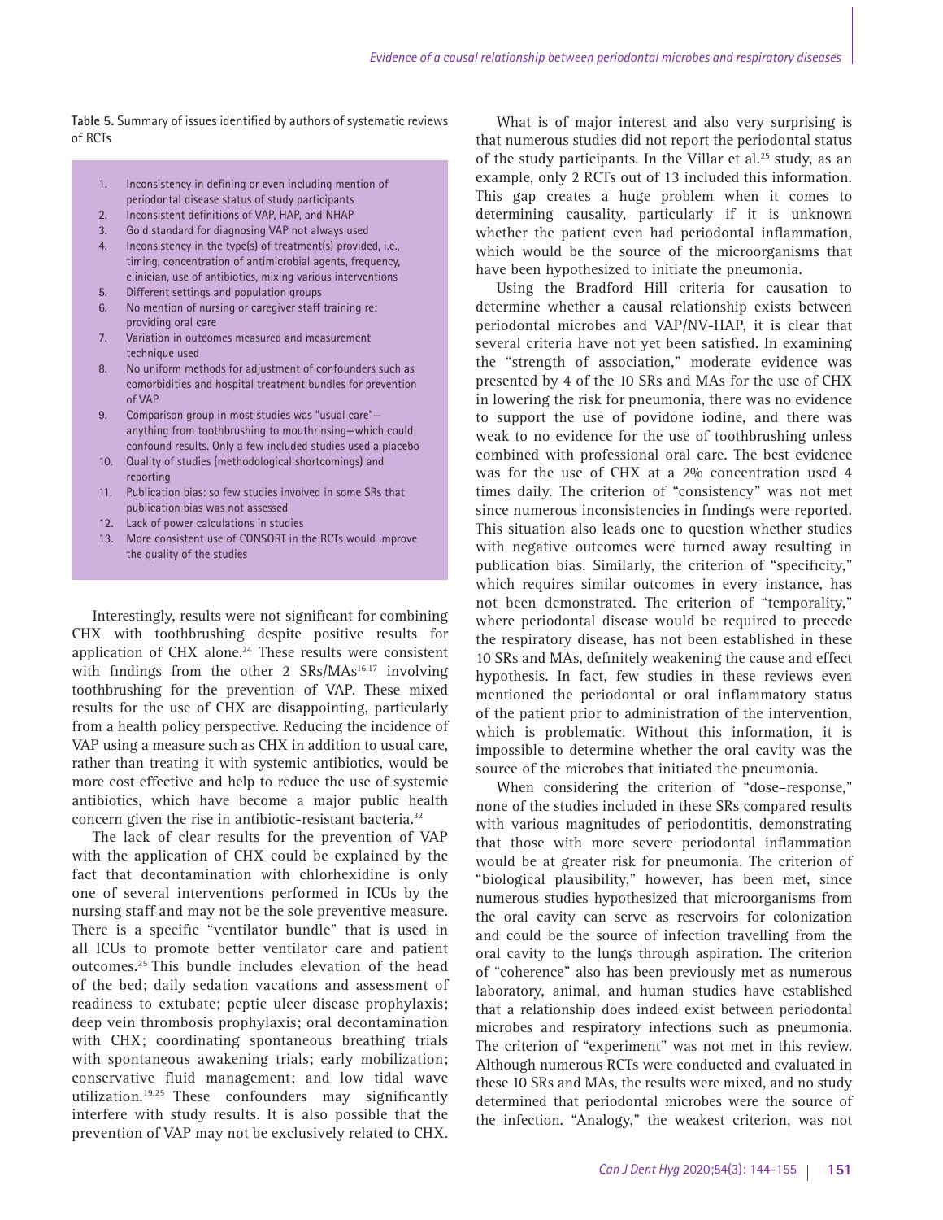**Table 5.** Summary of issues identified by authors of systematic reviews of RCTs

1. Inconsistency in defining or even including mention of periodontal disease status of study participants
2. Inconsistent definitions of VAP, HAP, and NHAP
3. Gold standard for diagnosing VAP not always used
4. Inconsistency in the type(s) of treatment(s) provided, i.e., timing, concentration of antimicrobial agents, frequency, clinician, use of antibiotics, mixing various interventions
5. Different settings and population groups
6. No mention of nursing or caregiver staff training re: providing oral care
7. Variation in outcomes measured and measurement technique used
8. No uniform methods for adjustment of confounders such as comorbidities and hospital treatment bundles for prevention of VAP
9. Comparison group in most studies was "usual care"—anything from toothbrushing to mouthrinsing—which could confound results. Only a few included studies used a placebo
10. Quality of studies (methodological shortcomings) and reporting
11. Publication bias: so few studies involved in some SRs that publication bias was not assessed
12. Lack of power calculations in studies
13. More consistent use of CONSORT in the RCTs would improve the quality of the studies

Interestingly, results were not significant for combining CHX with toothbrushing despite positive results for application of CHX alone.[24] These results were consistent with findings from the other 2 SRs/MAs[16,17] involving toothbrushing for the prevention of VAP. These mixed results for the use of CHX are disappointing, particularly from a health policy perspective. Reducing the incidence of VAP using a measure such as CHX in addition to usual care, rather than treating it with systemic antibiotics, would be more cost effective and help to reduce the use of systemic antibiotics, which have become a major public health concern given the rise in antibiotic-resistant bacteria.[32]

The lack of clear results for the prevention of VAP with the application of CHX could be explained by the fact that decontamination with chlorhexidine is only one of several interventions performed in ICUs by the nursing staff and may not be the sole preventive measure. There is a specific "ventilator bundle" that is used in all ICUs to promote better ventilator care and patient outcomes.[25] This bundle includes elevation of the head of the bed; daily sedation vacations and assessment of readiness to extubate; peptic ulcer disease prophylaxis; deep vein thrombosis prophylaxis; oral decontamination with CHX; coordinating spontaneous breathing trials with spontaneous awakening trials; early mobilization; conservative fluid management; and low tidal wave utilization.[19,25] These confounders may significantly interfere with study results. It is also possible that the prevention of VAP may not be exclusively related to CHX.

What is of major interest and also very surprising is that numerous studies did not report the periodontal status of the study participants. In the Villar et al.[25] study, as an example, only 2 RCTs out of 13 included this information. This gap creates a huge problem when it comes to determining causality, particularly if it is unknown whether the patient even had periodontal inflammation, which would be the source of the microorganisms that have been hypothesized to initiate the pneumonia.

Using the Bradford Hill criteria for causation to determine whether a causal relationship exists between periodontal microbes and VAP/NV-HAP, it is clear that several criteria have not yet been satisfied. In examining the "strength of association," moderate evidence was presented by 4 of the 10 SRs and MAs for the use of CHX in lowering the risk for pneumonia, there was no evidence to support the use of povidone iodine, and there was weak to no evidence for the use of toothbrushing unless combined with professional oral care. The best evidence was for the use of CHX at a 2% concentration used 4 times daily. The criterion of "consistency" was not met since numerous inconsistencies in findings were reported. This situation also leads one to question whether studies with negative outcomes were turned away resulting in publication bias. Similarly, the criterion of "specificity," which requires similar outcomes in every instance, has not been demonstrated. The criterion of "temporality," where periodontal disease would be required to precede the respiratory disease, has not been established in these 10 SRs and MAs, definitely weakening the cause and effect hypothesis. In fact, few studies in these reviews even mentioned the periodontal or oral inflammatory status of the patient prior to administration of the intervention, which is problematic. Without this information, it is impossible to determine whether the oral cavity was the source of the microbes that initiated the pneumonia.

When considering the criterion of "dose–response," none of the studies included in these SRs compared results with various magnitudes of periodontitis, demonstrating that those with more severe periodontal inflammation would be at greater risk for pneumonia. The criterion of "biological plausibility," however, has been met, since numerous studies hypothesized that microorganisms from the oral cavity can serve as reservoirs for colonization and could be the source of infection travelling from the oral cavity to the lungs through aspiration. The criterion of "coherence" also has been previously met as numerous laboratory, animal, and human studies have established that a relationship does indeed exist between periodontal microbes and respiratory infections such as pneumonia. The criterion of "experiment" was not met in this review. Although numerous RCTs were conducted and evaluated in these 10 SRs and MAs, the results were mixed, and no study determined that periodontal microbes were the source of the infection. "Analogy," the weakest criterion, was not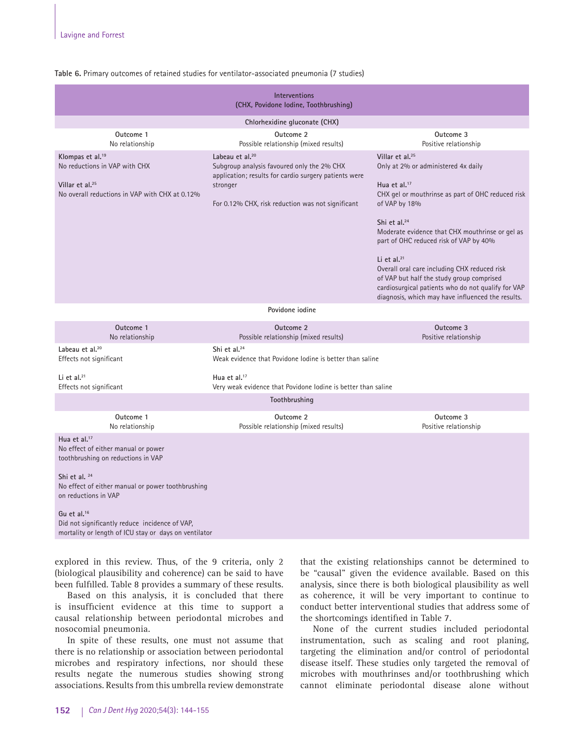**Table 6.** Primary outcomes of retained studies for ventilator-associated pneumonia (7 studies)

| Interventions (CHX, Povidone Iodine, Toothbrushing) | | |
|---|---|---|
| **Chlorhexidine gluconate (CHX)** | | |
| Outcome 1 No relationship | Outcome 2 Possible relationship (mixed results) | Outcome 3 Positive relationship |
| Klompas et al.[19] No reductions in VAP with CHX<br><br>Villar et al.[25] No overall reductions in VAP with CHX at 0.12% | Labeau et al.[20] Subgroup analysis favoured only the 2% CHX application; results for cardio surgery patients were stronger<br><br>For 0.12% CHX, risk reduction was not significant | Villar et al.[25] Only at 2% or administered 4x daily<br><br>Hua et al.[17] CHX gel or mouthrinse as part of OHC reduced risk of VAP by 18%<br><br>Shi et al.[24] Moderate evidence that CHX mouthrinse or gel as part of OHC reduced risk of VAP by 40%<br><br>Li et al.[21] Overall oral care including CHX reduced risk of VAP but half the study group comprised cardiosurgical patients who do not qualify for VAP diagnosis, which may have influenced the results. |
| **Povidone iodine** | | |
| Outcome 1 No relationship | Outcome 2 Possible relationship (mixed results) | Outcome 3 Positive relationship |
| Labeau et al.[20] Effects not significant<br><br>Li et al.[21] Effects not significant | Shi et al.[24] Weak evidence that Povidone Iodine is better than saline<br><br>Hua et al.[17] Very weak evidence that Povidone Iodine is better than saline | |
| **Toothbrushing** | | |
| Outcome 1 No relationship | Outcome 2 Possible relationship (mixed results) | Outcome 3 Positive relationship |
| Hua et al.[17] No effect of either manual or power toothbrushing on reductions in VAP<br><br>Shi et al.[24] No effect of either manual or power toothbrushing on reductions in VAP<br><br>Gu et al.[16] Did not significantly reduce incidence of VAP, mortality or length of ICU stay or days on ventilator | | |

explored in this review. Thus, of the 9 criteria, only 2 (biological plausibility and coherence) can be said to have been fulfilled. Table 8 provides a summary of these results.

Based on this analysis, it is concluded that there is insufficient evidence at this time to support a causal relationship between periodontal microbes and nosocomial pneumonia.

In spite of these results, one must not assume that there is no relationship or association between periodontal microbes and respiratory infections, nor should these results negate the numerous studies showing strong associations. Results from this umbrella review demonstrate that the existing relationships cannot be determined to be "causal" given the evidence available. Based on this analysis, since there is both biological plausibility as well as coherence, it will be very important to continue to conduct better interventional studies that address some of the shortcomings identified in Table 7.

None of the current studies included periodontal instrumentation, such as scaling and root planing, targeting the elimination and/or control of periodontal disease itself. These studies only targeted the removal of microbes with mouthrinses and/or toothbrushing which cannot eliminate periodontal disease alone without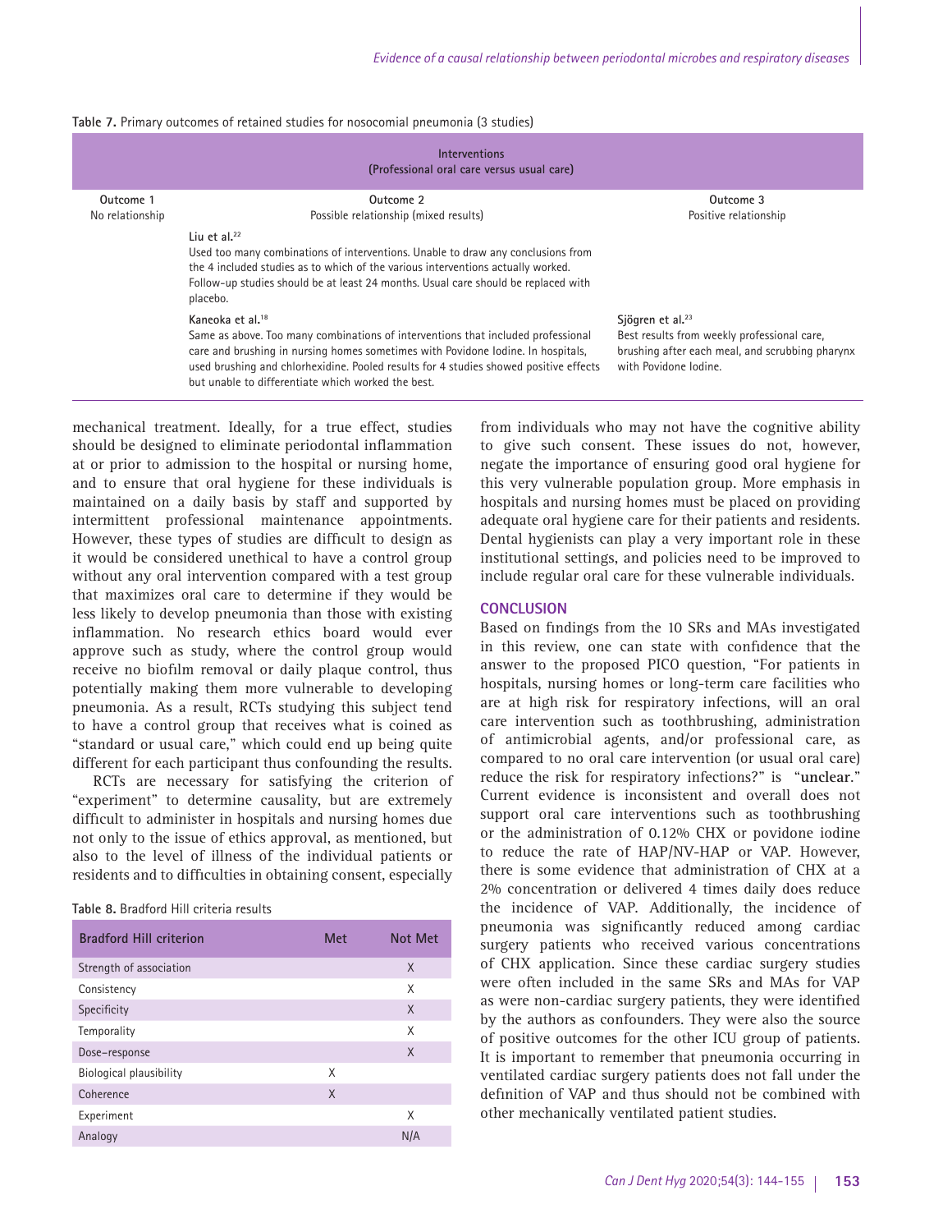**Table 7.** Primary outcomes of retained studies for nosocomial pneumonia (3 studies)

| Interventions (Professional oral care versus usual care) | | |
|---|---|---|
| **Outcome 1** No relationship | **Outcome 2** Possible relationship (mixed results) | **Outcome 3** Positive relationship |
| | **Liu et al.**[22] Used too many combinations of interventions. Unable to draw any conclusions from the 4 included studies as to which of the various interventions actually worked. Follow-up studies should be at least 24 months. Usual care should be replaced with placebo. | |
| | **Kaneoka et al.**[18] Same as above. Too many combinations of interventions that included professional care and brushing in nursing homes sometimes with Povidone Iodine. In hospitals, used brushing and chlorhexidine. Pooled results for 4 studies showed positive effects but unable to differentiate which worked the best. | **Sjögren et al.**[23] Best results from weekly professional care, brushing after each meal, and scrubbing pharynx with Povidone Iodine. |

mechanical treatment. Ideally, for a true effect, studies should be designed to eliminate periodontal inflammation at or prior to admission to the hospital or nursing home, and to ensure that oral hygiene for these individuals is maintained on a daily basis by staff and supported by intermittent professional maintenance appointments. However, these types of studies are difficult to design as it would be considered unethical to have a control group without any oral intervention compared with a test group that maximizes oral care to determine if they would be less likely to develop pneumonia than those with existing inflammation. No research ethics board would ever approve such as study, where the control group would receive no biofilm removal or daily plaque control, thus potentially making them more vulnerable to developing pneumonia. As a result, RCTs studying this subject tend to have a control group that receives what is coined as "standard or usual care," which could end up being quite different for each participant thus confounding the results.

RCTs are necessary for satisfying the criterion of "experiment" to determine causality, but are extremely difficult to administer in hospitals and nursing homes due not only to the issue of ethics approval, as mentioned, but also to the level of illness of the individual patients or residents and to difficulties in obtaining consent, especially from individuals who may not have the cognitive ability to give such consent. These issues do not, however, negate the importance of ensuring good oral hygiene for this very vulnerable population group. More emphasis in hospitals and nursing homes must be placed on providing adequate oral hygiene care for their patients and residents. Dental hygienists can play a very important role in these institutional settings, and policies need to be improved to include regular oral care for these vulnerable individuals.

**Table 8.** Bradford Hill criteria results

| Bradford Hill criterion | Met | Not Met |
|---|---|---|
| Strength of association | | X |
| Consistency | | X |
| Specificity | | X |
| Temporality | | X |
| Dose–response | | X |
| Biological plausibility | X | |
| Coherence | X | |
| Experiment | | X |
| Analogy | | N/A |

## CONCLUSION

Based on findings from the 10 SRs and MAs investigated in this review, one can state with confidence that the answer to the proposed PICO question, "For patients in hospitals, nursing homes or long-term care facilities who are at high risk for respiratory infections, will an oral care intervention such as toothbrushing, administration of antimicrobial agents, and/or professional care, as compared to no oral care intervention (or usual oral care) reduce the risk for respiratory infections?" is "**unclear**." Current evidence is inconsistent and overall does not support oral care interventions such as toothbrushing or the administration of 0.12% CHX or povidone iodine to reduce the rate of HAP/NV-HAP or VAP. However, there is some evidence that administration of CHX at a 2% concentration or delivered 4 times daily does reduce the incidence of VAP. Additionally, the incidence of pneumonia was significantly reduced among cardiac surgery patients who received various concentrations of CHX application. Since these cardiac surgery studies were often included in the same SRs and MAs for VAP as were non-cardiac surgery patients, they were identified by the authors as confounders. They were also the source of positive outcomes for the other ICU group of patients. It is important to remember that pneumonia occurring in ventilated cardiac surgery patients does not fall under the definition of VAP and thus should not be combined with other mechanically ventilated patient studies.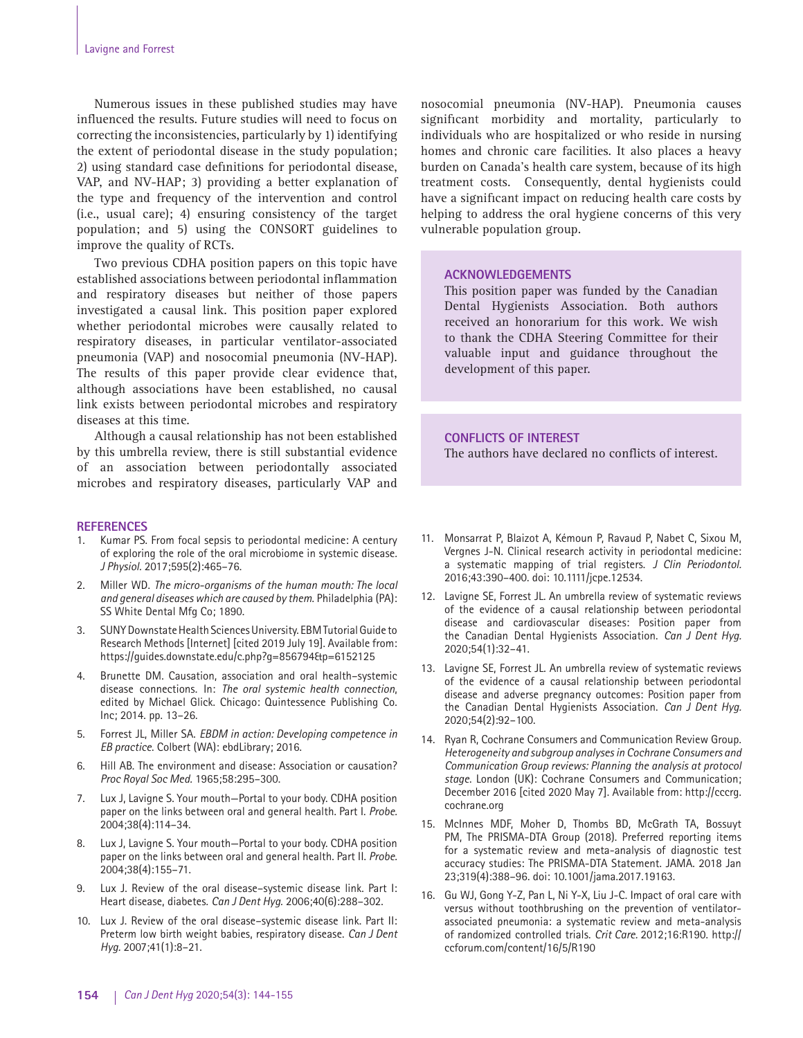Numerous issues in these published studies may have influenced the results. Future studies will need to focus on correcting the inconsistencies, particularly by 1) identifying the extent of periodontal disease in the study population; 2) using standard case definitions for periodontal disease, VAP, and NV-HAP; 3) providing a better explanation of the type and frequency of the intervention and control (i.e., usual care); 4) ensuring consistency of the target population; and 5) using the CONSORT guidelines to improve the quality of RCTs.

Two previous CDHA position papers on this topic have established associations between periodontal inflammation and respiratory diseases but neither of those papers investigated a causal link. This position paper explored whether periodontal microbes were causally related to respiratory diseases, in particular ventilator-associated pneumonia (VAP) and nosocomial pneumonia (NV-HAP). The results of this paper provide clear evidence that, although associations have been established, no causal link exists between periodontal microbes and respiratory diseases at this time.

Although a causal relationship has not been established by this umbrella review, there is still substantial evidence of an association between periodontally associated microbes and respiratory diseases, particularly VAP and nosocomial pneumonia (NV-HAP). Pneumonia causes significant morbidity and mortality, particularly to individuals who are hospitalized or who reside in nursing homes and chronic care facilities. It also places a heavy burden on Canada's health care system, because of its high treatment costs. Consequently, dental hygienists could have a significant impact on reducing health care costs by helping to address the oral hygiene concerns of this very vulnerable population group.

## ACKNOWLEDGEMENTS

This position paper was funded by the Canadian Dental Hygienists Association. Both authors received an honorarium for this work. We wish to thank the CDHA Steering Committee for their valuable input and guidance throughout the development of this paper.

## CONFLICTS OF INTEREST

The authors have declared no conflicts of interest.

## REFERENCES

1. Kumar PS. From focal sepsis to periodontal medicine: A century of exploring the role of the oral microbiome in systemic disease. *J Physiol.* 2017;595(2):465–76.
2. Miller WD. *The micro-organisms of the human mouth: The local and general diseases which are caused by them.* Philadelphia (PA): SS White Dental Mfg Co; 1890.
3. SUNY Downstate Health Sciences University. EBM Tutorial Guide to Research Methods [Internet] [cited 2019 July 19]. Available from: https://guides.downstate.edu/c.php?g=856794&p=6152125
4. Brunette DM. Causation, association and oral health–systemic disease connections. In: *The oral systemic health connection*, edited by Michael Glick. Chicago: Quintessence Publishing Co. Inc; 2014. pp. 13–26.
5. Forrest JL, Miller SA. *EBDM in action: Developing competence in EB practice.* Colbert (WA): ebdLibrary; 2016.
6. Hill AB. The environment and disease: Association or causation? *Proc Royal Soc Med.* 1965;58:295–300.
7. Lux J, Lavigne S. Your mouth—Portal to your body. CDHA position paper on the links between oral and general health. Part I. *Probe.* 2004;38(4):114–34.
8. Lux J, Lavigne S. Your mouth—Portal to your body. CDHA position paper on the links between oral and general health. Part II. *Probe.* 2004;38(4):155–71.
9. Lux J. Review of the oral disease–systemic disease link. Part I: Heart disease, diabetes. *Can J Dent Hyg.* 2006;40(6):288–302.
10. Lux J. Review of the oral disease–systemic disease link. Part II: Preterm low birth weight babies, respiratory disease. *Can J Dent Hyg.* 2007;41(1):8–21.
11. Monsarrat P, Blaizot A, Kémoun P, Ravaud P, Nabet C, Sixou M, Vergnes J-N. Clinical research activity in periodontal medicine: a systematic mapping of trial registers. *J Clin Periodontol.* 2016;43:390–400. doi: 10.1111/jcpe.12534.
12. Lavigne SE, Forrest JL. An umbrella review of systematic reviews of the evidence of a causal relationship between periodontal disease and cardiovascular diseases: Position paper from the Canadian Dental Hygienists Association. *Can J Dent Hyg.* 2020;54(1):32–41.
13. Lavigne SE, Forrest JL. An umbrella review of systematic reviews of the evidence of a causal relationship between periodontal disease and adverse pregnancy outcomes: Position paper from the Canadian Dental Hygienists Association. *Can J Dent Hyg.* 2020;54(2):92–100.
14. Ryan R, Cochrane Consumers and Communication Review Group. *Heterogeneity and subgroup analyses in Cochrane Consumers and Communication Group reviews: Planning the analysis at protocol stage.* London (UK): Cochrane Consumers and Communication; December 2016 [cited 2020 May 7]. Available from: http://cccrg.cochrane.org
15. McInnes MDF, Moher D, Thombs BD, McGrath TA, Bossuyt PM, The PRISMA-DTA Group (2018). Preferred reporting items for a systematic review and meta-analysis of diagnostic test accuracy studies: The PRISMA-DTA Statement. JAMA. 2018 Jan 23;319(4):388–96. doi: 10.1001/jama.2017.19163.
16. Gu WJ, Gong Y-Z, Pan L, Ni Y-X, Liu J-C. Impact of oral care with versus without toothbrushing on the prevention of ventilator-associated pneumonia: a systematic review and meta-analysis of randomized controlled trials. *Crit Care.* 2012;16:R190. http://ccforum.com/content/16/5/R190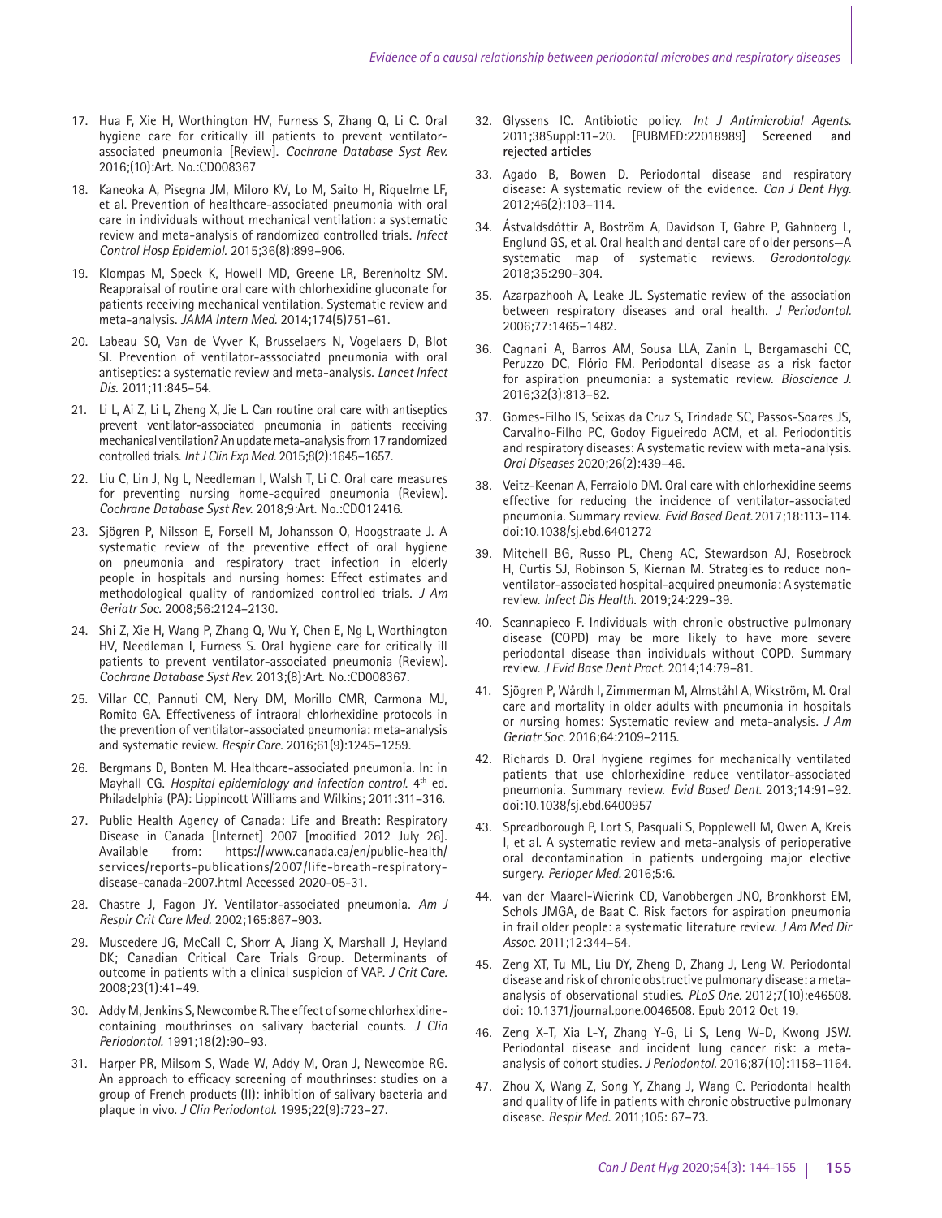17. Hua F, Xie H, Worthington HV, Furness S, Zhang Q, Li C. Oral hygiene care for critically ill patients to prevent ventilator-associated pneumonia [Review]. *Cochrane Database Syst Rev.* 2016;(10):Art. No.:CD008367

18. Kaneoka A, Pisegna JM, Miloro KV, Lo M, Saito H, Riquelme LF, et al. Prevention of healthcare-associated pneumonia with oral care in individuals without mechanical ventilation: a systematic review and meta-analysis of randomized controlled trials. *Infect Control Hosp Epidemiol.* 2015;36(8):899–906.

19. Klompas M, Speck K, Howell MD, Greene LR, Berenholtz SM. Reappraisal of routine oral care with chlorhexidine gluconate for patients receiving mechanical ventilation. Systematic review and meta-analysis. *JAMA Intern Med.* 2014;174(5)751–61.

20. Labeau SO, Van de Vyver K, Brusselaers N, Vogelaers D, Blot SI. Prevention of ventilator-asssociated pneumonia with oral antiseptics: a systematic review and meta-analysis. *Lancet Infect Dis.* 2011;11:845–54.

21. Li L, Ai Z, Li L, Zheng X, Jie L. Can routine oral care with antiseptics prevent ventilator-associated pneumonia in patients receiving mechanical ventilation? An update meta-analysis from 17 randomized controlled trials. *Int J Clin Exp Med.* 2015;8(2):1645–1657.

22. Liu C, Lin J, Ng L, Needleman I, Walsh T, Li C. Oral care measures for preventing nursing home-acquired pneumonia (Review). *Cochrane Database Syst Rev.* 2018;9:Art. No.:CDO12416.

23. Sjögren P, Nilsson E, Forsell M, Johansson O, Hoogstraate J. A systematic review of the preventive effect of oral hygiene on pneumonia and respiratory tract infection in elderly people in hospitals and nursing homes: Effect estimates and methodological quality of randomized controlled trials. *J Am Geriatr Soc.* 2008;56:2124–2130.

24. Shi Z, Xie H, Wang P, Zhang Q, Wu Y, Chen E, Ng L, Worthington HV, Needleman I, Furness S. Oral hygiene care for critically ill patients to prevent ventilator-associated pneumonia (Review). *Cochrane Database Syst Rev.* 2013;(8):Art. No.:CD008367.

25. Villar CC, Pannuti CM, Nery DM, Morillo CMR, Carmona MJ, Romito GA. Effectiveness of intraoral chlorhexidine protocols in the prevention of ventilator-associated pneumonia: meta-analysis and systematic review. *Respir Care.* 2016;61(9):1245–1259.

26. Bergmans D, Bonten M. Healthcare-associated pneumonia. In: in Mayhall CG. *Hospital epidemiology and infection control.* 4th ed. Philadelphia (PA): Lippincott Williams and Wilkins; 2011:311–316.

27. Public Health Agency of Canada: Life and Breath: Respiratory Disease in Canada [Internet] 2007 [modified 2012 July 26]. Available from: https://www.canada.ca/en/public-health/services/reports-publications/2007/life-breath-respiratory-disease-canada-2007.html Accessed 2020-05-31.

28. Chastre J, Fagon JY. Ventilator-associated pneumonia. *Am J Respir Crit Care Med.* 2002;165:867–903.

29. Muscedere JG, McCall C, Shorr A, Jiang X, Marshall J, Heyland DK; Canadian Critical Care Trials Group. Determinants of outcome in patients with a clinical suspicion of VAP. *J Crit Care.* 2008;23(1):41–49.

30. Addy M, Jenkins S, Newcombe R. The effect of some chlorhexidine-containing mouthrinses on salivary bacterial counts. *J Clin Periodontol.* 1991;18(2):90–93.

31. Harper PR, Milsom S, Wade W, Addy M, Oran J, Newcombe RG. An approach to efficacy screening of mouthrinses: studies on a group of French products (II): inhibition of salivary bacteria and plaque in vivo. *J Clin Periodontol.* 1995;22(9):723–27.

32. Glyssens IC. Antibiotic policy. *Int J Antimicrobial Agents.* 2011;38Suppl:11–20. [PUBMED:22018989] **Screened and rejected articles**

33. Agado B, Bowen D. Periodontal disease and respiratory disease: A systematic review of the evidence. *Can J Dent Hyg.* 2012;46(2):103–114.

34. Ástvaldsdóttir A, Boström A, Davidson T, Gabre P, Gahnberg L, Englund GS, et al. Oral health and dental care of older persons—A systematic map of systematic reviews. *Gerodontology.* 2018;35:290–304.

35. Azarpazhooh A, Leake JL. Systematic review of the association between respiratory diseases and oral health. *J Periodontol.* 2006;77:1465–1482.

36. Cagnani A, Barros AM, Sousa LLA, Zanin L, Bergamaschi CC, Peruzzo DC, Flório FM. Periodontal disease as a risk factor for aspiration pneumonia: a systematic review. *Bioscience J.* 2016;32(3):813–82.

37. Gomes-Filho IS, Seixas da Cruz S, Trindade SC, Passos-Soares JS, Carvalho-Filho PC, Godoy Figueiredo ACM, et al. Periodontitis and respiratory diseases: A systematic review with meta-analysis. *Oral Diseases* 2020;26(2):439–46.

38. Veitz-Keenan A, Ferraiolo DM. Oral care with chlorhexidine seems effective for reducing the incidence of ventilator-associated pneumonia. Summary review. *Evid Based Dent.* 2017;18:113–114. doi:10.1038/sj.ebd.6401272

39. Mitchell BG, Russo PL, Cheng AC, Stewardson AJ, Rosebrock H, Curtis SJ, Robinson S, Kiernan M. Strategies to reduce non-ventilator-associated hospital-acquired pneumonia: A systematic review. *Infect Dis Health.* 2019;24:229–39.

40. Scannapieco F. Individuals with chronic obstructive pulmonary disease (COPD) may be more likely to have more severe periodontal disease than individuals without COPD. Summary review. *J Evid Base Dent Pract.* 2014;14:79–81.

41. Sjögren P, Wårdh I, Zimmerman M, Almståhl A, Wikström, M. Oral care and mortality in older adults with pneumonia in hospitals or nursing homes: Systematic review and meta-analysis. *J Am Geriatr Soc.* 2016;64:2109–2115.

42. Richards D. Oral hygiene regimes for mechanically ventilated patients that use chlorhexidine reduce ventilator-associated pneumonia. Summary review. *Evid Based Dent.* 2013;14:91–92. doi:10.1038/sj.ebd.6400957

43. Spreadborough P, Lort S, Pasquali S, Popplewell M, Owen A, Kreis I, et al. A systematic review and meta-analysis of perioperative oral decontamination in patients undergoing major elective surgery. *Perioper Med.* 2016;5:6.

44. van der Maarel-Wierink CD, Vanobbergen JNO, Bronkhorst EM, Schols JMGA, de Baat C. Risk factors for aspiration pneumonia in frail older people: a systematic literature review. *J Am Med Dir Assoc.* 2011;12:344–54.

45. Zeng XT, Tu ML, Liu DY, Zheng D, Zhang J, Leng W. Periodontal disease and risk of chronic obstructive pulmonary disease: a meta-analysis of observational studies. *PLoS One.* 2012;7(10):e46508. doi: 10.1371/journal.pone.0046508. Epub 2012 Oct 19.

46. Zeng X-T, Xia L-Y, Zhang Y-G, Li S, Leng W-D, Kwong JSW. Periodontal disease and incident lung cancer risk: a meta-analysis of cohort studies. *J Periodontol.* 2016;87(10):1158–1164.

47. Zhou X, Wang Z, Song Y, Zhang J, Wang C. Periodontal health and quality of life in patients with chronic obstructive pulmonary disease. *Respir Med.* 2011;105: 67–73.